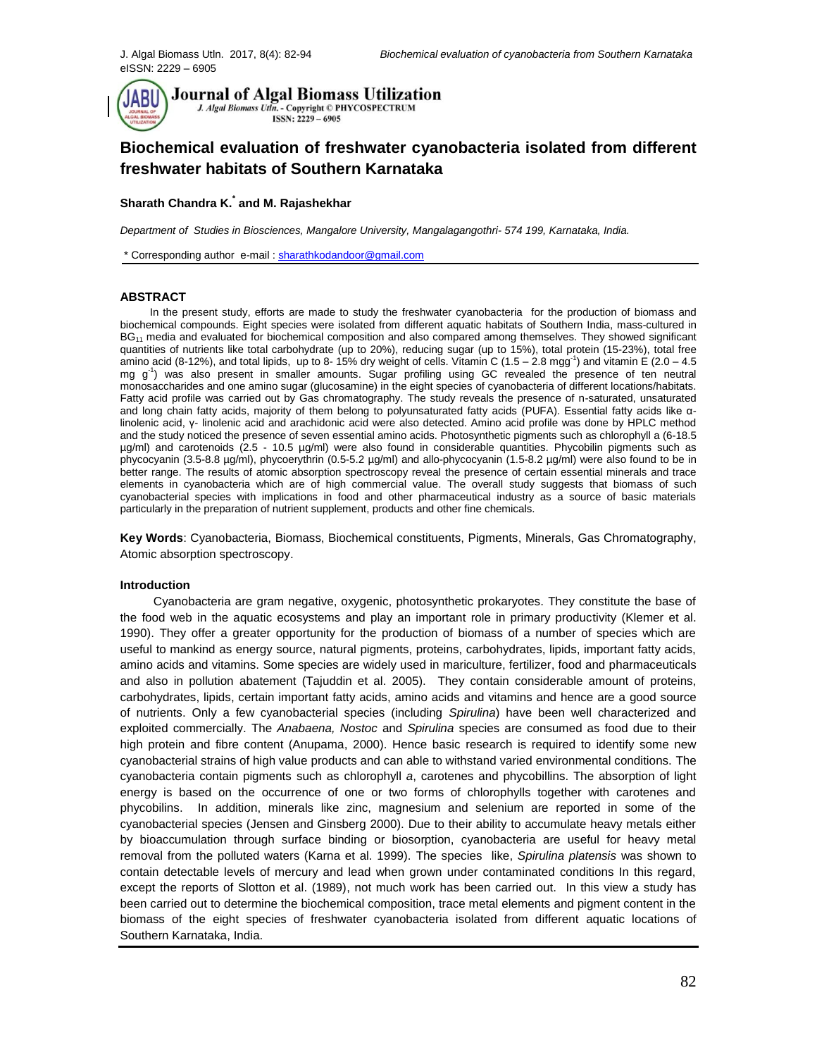# Biochemical evaluation of freshwater cyanobacteria isolated from different freshwater habitats of Southern Karnataka

**Sharath Chandra K.*** **and M. Rajashekhar**

*Department of Studies in Biosciences, Mangalore University, Mangalagangothri- 574 199, Karnataka, India.*

\* Corresponding author e-mail : sharathkodandoor@gmail.com

### ABSTRACT

In the present study, efforts are made to study the freshwater cyanobacteria for the production of biomass and biochemical compounds. Eight species were isolated from different aquatic habitats of Southern India, mass-cultured in $BG_{11}$ media and evaluated for biochemical composition and also compared among themselves. They showed significant quantities of nutrients like total carbohydrate (up to 20%), reducing sugar (up to 15%), total protein (15-23%), total free amino acid (8-12%), and total lipids, up to 8- 15% dry weight of cells. Vitamin C (1.5 – 2.8 $mgg^{-1}$) and vitamin E (2.0 – 4.5 mg $g^{-1}$) was also present in smaller amounts. Sugar profiling using GC revealed the presence of ten neutral monosaccharides and one amino sugar (glucosamine) in the eight species of cyanobacteria of different locations/habitats. Fatty acid profile was carried out by Gas chromatography. The study reveals the presence of n-saturated, unsaturated and long chain fatty acids, majority of them belong to polyunsaturated fatty acids (PUFA). Essential fatty acids like α- linolenic acid, γ- linolenic acid and arachidonic acid were also detected. Amino acid profile was done by HPLC method and the study noticed the presence of seven essential amino acids. Photosynthetic pigments such as chlorophyll a (6-18.5 µg/ml) and carotenoids (2.5 - 10.5 µg/ml) were also found in considerable quantities. Phycobilin pigments such as phycocyanin (3.5-8.8 µg/ml), phycoerythrin (0.5-5.2 µg/ml) and allo-phycocyanin (1.5-8.2 µg/ml) were also found to be in better range. The results of atomic absorption spectroscopy reveal the presence of certain essential minerals and trace elements in cyanobacteria which are of high commercial value. The overall study suggests that biomass of such cyanobacterial species with implications in food and other pharmaceutical industry as a source of basic materials particularly in the preparation of nutrient supplement, products and other fine chemicals.

**Key Words**: Cyanobacteria, Biomass, Biochemical constituents, Pigments, Minerals, Gas Chromatography, Atomic absorption spectroscopy.

### Introduction

Cyanobacteria are gram negative, oxygenic, photosynthetic prokaryotes. They constitute the base of the food web in the aquatic ecosystems and play an important role in primary productivity (Klemer et al. 1990). They offer a greater opportunity for the production of biomass of a number of species which are useful to mankind as energy source, natural pigments, proteins, carbohydrates, lipids, important fatty acids, amino acids and vitamins. Some species are widely used in mariculture, fertilizer, food and pharmaceuticals and also in pollution abatement (Tajuddin et al. 2005). They contain considerable amount of proteins, carbohydrates, lipids, certain important fatty acids, amino acids and vitamins and hence are a good source of nutrients. Only a few cyanobacterial species (including *Spirulina*) have been well characterized and exploited commercially. The *Anabaena, Nostoc* and *Spirulina* species are consumed as food due to their high protein and fibre content (Anupama, 2000). Hence basic research is required to identify some new cyanobacterial strains of high value products and can able to withstand varied environmental conditions. The cyanobacteria contain pigments such as chlorophyll *a*, carotenes and phycobillins. The absorption of light energy is based on the occurrence of one or two forms of chlorophylls together with carotenes and phycobilins. In addition, minerals like zinc, magnesium and selenium are reported in some of the cyanobacterial species (Jensen and Ginsberg 2000). Due to their ability to accumulate heavy metals either by bioaccumulation through surface binding or biosorption, cyanobacteria are useful for heavy metal removal from the polluted waters (Karna et al. 1999). The species like, *Spirulina platensis* was shown to contain detectable levels of mercury and lead when grown under contaminated conditions In this regard, except the reports of Slotton et al. (1989), not much work has been carried out. In this view a study has been carried out to determine the biochemical composition, trace metal elements and pigment content in the biomass of the eight species of freshwater cyanobacteria isolated from different aquatic locations of Southern Karnataka, India.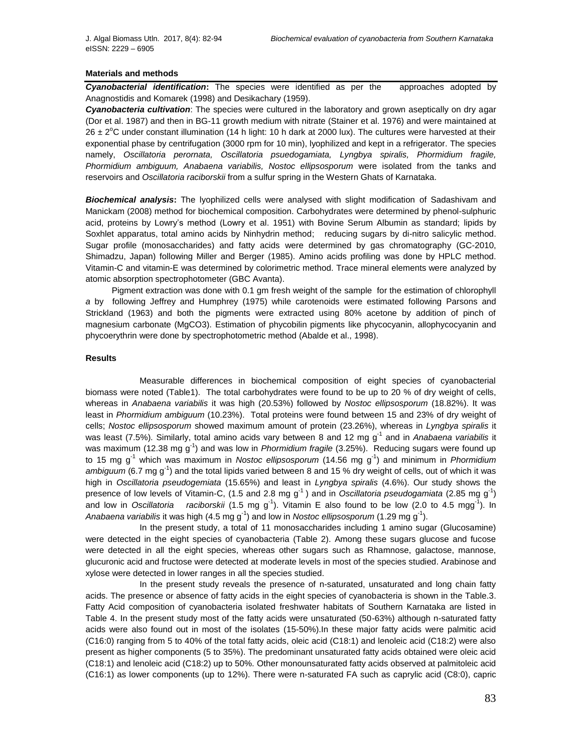### Materials and methods

***Cyanobacterial identification*:** The species were identified as per the approaches adopted by Anagnostidis and Komarek (1998) and Desikachary (1959).

***Cyanobacteria cultivation***: The species were cultured in the laboratory and grown aseptically on dry agar (Dor et al. 1987) and then in BG-11 growth medium with nitrate (Stainer et al. 1976) and were maintained at $26 \pm 2^{o}C$ under constant illumination (14 h light: 10 h dark at 2000 lux). The cultures were harvested at their exponential phase by centrifugation (3000 rpm for 10 min), lyophilized and kept in a refrigerator. The species namely, *Oscillatoria perornata, Oscillatoria psuedogamiata, Lyngbya spiralis, Phormidium fragile, Phormidium ambiguum, Anabaena variabilis, Nostoc ellipsosporum* were isolated from the tanks and reservoirs and *Oscillatoria raciborskii* from a sulfur spring in the Western Ghats of Karnataka.

***Biochemical analysis*:** The lyophilized cells were analysed with slight modification of Sadashivam and Manickam (2008) method for biochemical composition. Carbohydrates were determined by phenol-sulphuric acid, proteins by Lowry's method (Lowry et al. 1951) with Bovine Serum Albumin as standard; lipids by Soxhlet apparatus, total amino acids by Ninhydrin method; reducing sugars by di-nitro salicylic method. Sugar profile (monosaccharides) and fatty acids were determined by gas chromatography (GC-2010, Shimadzu, Japan) following Miller and Berger (1985). Amino acids profiling was done by HPLC method. Vitamin-C and vitamin-E was determined by colorimetric method. Trace mineral elements were analyzed by atomic absorption spectrophotometer (GBC Avanta).

Pigment extraction was done with 0.1 gm fresh weight of the sample for the estimation of chlorophyll *a* by following Jeffrey and Humphrey (1975) while carotenoids were estimated following Parsons and Strickland (1963) and both the pigments were extracted using 80% acetone by addition of pinch of magnesium carbonate ($MgCO_3$). Estimation of phycobilin pigments like phycocyanin, allophycocyanin and phycoerythrin were done by spectrophotometric method (Abalde et al., 1998).

### Results

Measurable differences in biochemical composition of eight species of cyanobacterial biomass were noted (Table1). The total carbohydrates were found to be up to 20 % of dry weight of cells, whereas in *Anabaena variabilis* it was high (20.53%) followed by *Nostoc ellipsosporum* (18.82%). It was least in *Phormidium ambiguum* (10.23%). Total proteins were found between 15 and 23% of dry weight of cells; *Nostoc ellipsosporum* showed maximum amount of protein (23.26%), whereas in *Lyngbya spiralis* it was least (7.5%). Similarly, total amino acids vary between 8 and 12 mg $g^{-1}$ and in *Anabaena variabilis* it was maximum (12.38 mg $g^{-1}$) and was low in *Phormidium fragile* (3.25%). Reducing sugars were found up to 15 mg $g^{-1}$ which was maximum in *Nostoc ellipsosporum* (14.56 mg $g^{-1}$) and minimum in *Phormidium ambiguum* (6.7 mg $g^{-1}$) and the total lipids varied between 8 and 15 % dry weight of cells, out of which it was high in *Oscillatoria pseudogemiata* (15.65%) and least in *Lyngbya spiralis* (4.6%). Our study shows the presence of low levels of Vitamin-C, (1.5 and 2.8 mg $g^{-1}$ ) and in *Oscillatoria pseudogamiata* (2.85 mg $g^{-1}$) and low in *Oscillatoria raciborskii* (1.5 mg $g^{-1}$). Vitamin E also found to be low (2.0 to 4.5 mg$g^{-1}$). In *Anabaena variabilis* it was high (4.5 mg $g^{-1}$) and low in *Nostoc ellipsosporum* (1.29 mg $g^{-1}$).

In the present study, a total of 11 monosaccharides including 1 amino sugar (Glucosamine) were detected in the eight species of cyanobacteria (Table 2). Among these sugars glucose and fucose were detected in all the eight species, whereas other sugars such as Rhamnose, galactose, mannose, glucuronic acid and fructose were detected at moderate levels in most of the species studied. Arabinose and xylose were detected in lower ranges in all the species studied.

In the present study reveals the presence of n-saturated, unsaturated and long chain fatty acids. The presence or absence of fatty acids in the eight species of cyanobacteria is shown in the Table.3. Fatty Acid composition of cyanobacteria isolated freshwater habitats of Southern Karnataka are listed in Table 4. In the present study most of the fatty acids were unsaturated (50-63%) although n-saturated fatty acids were also found out in most of the isolates (15-50%).In these major fatty acids were palmitic acid (C16:0) ranging from 5 to 40% of the total fatty acids, oleic acid (C18:1) and lenoleic acid (C18:2) were also present as higher components (5 to 35%). The predominant unsaturated fatty acids obtained were oleic acid (C18:1) and lenoleic acid (C18:2) up to 50%. Other monounsaturated fatty acids observed at palmitoleic acid (C16:1) as lower components (up to 12%). There were n-saturated FA such as caprylic acid (C8:0), capric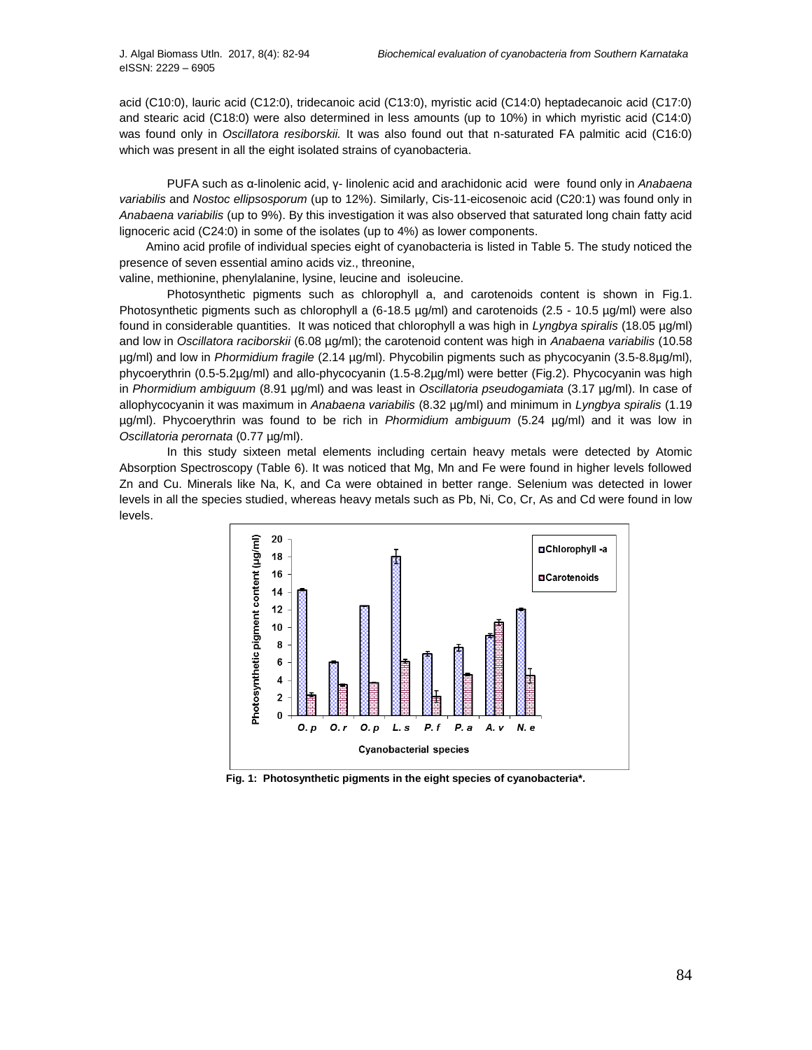acid (C10:0), lauric acid (C12:0), tridecanoic acid (C13:0), myristic acid (C14:0) heptadecanoic acid (C17:0) and stearic acid (C18:0) were also determined in less amounts (up to 10%) in which myristic acid (C14:0) was found only in *Oscillatora resiborskii.* It was also found out that n-saturated FA palmitic acid (C16:0) which was present in all the eight isolated strains of cyanobacteria.

PUFA such as α-linolenic acid, γ- linolenic acid and arachidonic acid were found only in *Anabaena variabilis* and *Nostoc ellipsosporum* (up to 12%). Similarly, Cis-11-eicosenoic acid (C20:1) was found only in *Anabaena variabilis* (up to 9%). By this investigation it was also observed that saturated long chain fatty acid lignoceric acid (C24:0) in some of the isolates (up to 4%) as lower components.

Amino acid profile of individual species eight of cyanobacteria is listed in Table 5. The study noticed the presence of seven essential amino acids viz., threonine, valine, methionine, phenylalanine, lysine, leucine and isoleucine.

Photosynthetic pigments such as chlorophyll a, and carotenoids content is shown in Fig.1. Photosynthetic pigments such as chlorophyll a (6-18.5 µg/ml) and carotenoids (2.5 - 10.5 µg/ml) were also found in considerable quantities. It was noticed that chlorophyll a was high in *Lyngbya spiralis* (18.05 µg/ml) and low in *Oscillatora raciborskii* (6.08 µg/ml); the carotenoid content was high in *Anabaena variabilis* (10.58 µg/ml) and low in *Phormidium fragile* (2.14 µg/ml). Phycobilin pigments such as phycocyanin (3.5-8.8µg/ml), phycoerythrin (0.5-5.2µg/ml) and allo-phycocyanin (1.5-8.2µg/ml) were better (Fig.2). Phycocyanin was high in *Phormidium ambiguum* (8.91 µg/ml) and was least in *Oscillatoria pseudogamiata* (3.17 µg/ml). In case of allophycocyanin it was maximum in *Anabaena variabilis* (8.32 µg/ml) and minimum in *Lyngbya spiralis* (1.19 µg/ml). Phycoerythrin was found to be rich in *Phormidium ambiguum* (5.24 µg/ml) and it was low in *Oscillatoria perornata* (0.77 µg/ml).

In this study sixteen metal elements including certain heavy metals were detected by Atomic Absorption Spectroscopy (Table 6). It was noticed that Mg, Mn and Fe were found in higher levels followed Zn and Cu. Minerals like Na, K, and Ca were obtained in better range. Selenium was detected in lower levels in all the species studied, whereas heavy metals such as Pb, Ni, Co, Cr, As and Cd were found in low levels.

**Fig. 1: Photosynthetic pigments in the eight species of cyanobacteria\*.**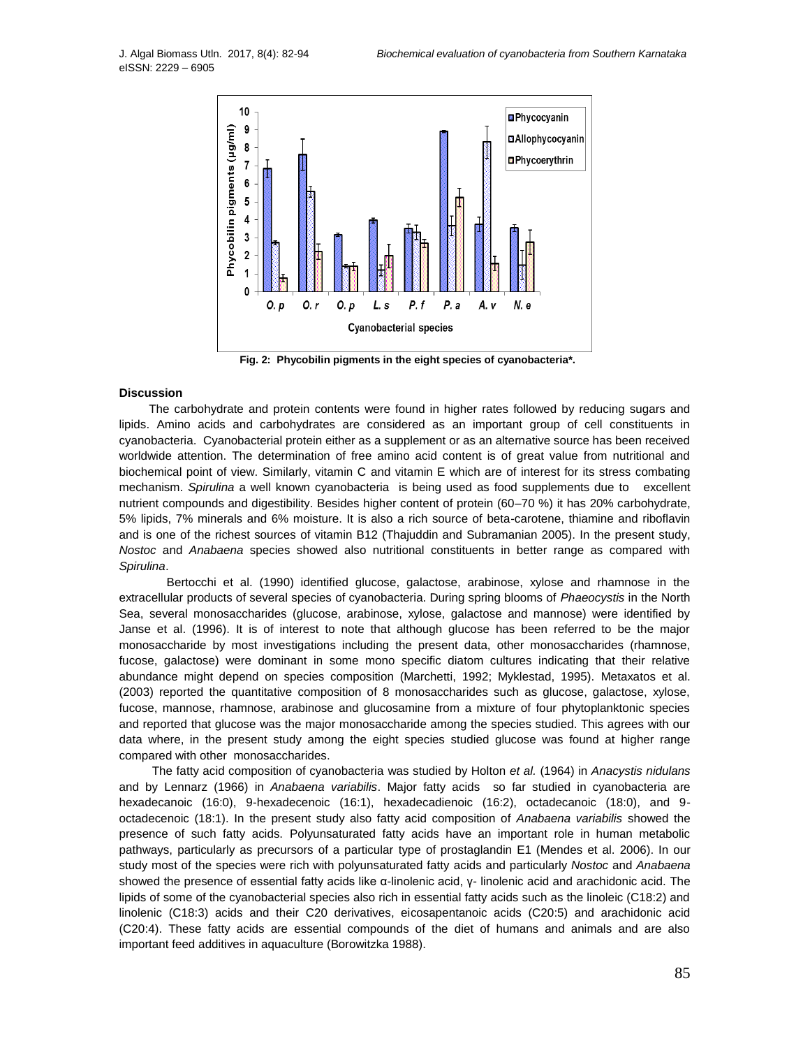Fig. 2: Phycobilin pigments in the eight species of cyanobacteria*.

### Discussion

The carbohydrate and protein contents were found in higher rates followed by reducing sugars and lipids. Amino acids and carbohydrates are considered as an important group of cell constituents in cyanobacteria. Cyanobacterial protein either as a supplement or as an alternative source has been received worldwide attention. The determination of free amino acid content is of great value from nutritional and biochemical point of view. Similarly, vitamin C and vitamin E which are of interest for its stress combating mechanism. *Spirulina* a well known cyanobacteria is being used as food supplements due to excellent nutrient compounds and digestibility. Besides higher content of protein (60–70 %) it has 20% carbohydrate, 5% lipids, 7% minerals and 6% moisture. It is also a rich source of beta-carotene, thiamine and riboflavin and is one of the richest sources of vitamin B12 (Thajuddin and Subramanian 2005). In the present study, *Nostoc* and *Anabaena* species showed also nutritional constituents in better range as compared with *Spirulina*.

Bertocchi et al. (1990) identified glucose, galactose, arabinose, xylose and rhamnose in the extracellular products of several species of cyanobacteria. During spring blooms of *Phaeocystis* in the North Sea, several monosaccharides (glucose, arabinose, xylose, galactose and mannose) were identified by Janse et al. (1996). It is of interest to note that although glucose has been referred to be the major monosaccharide by most investigations including the present data, other monosaccharides (rhamnose, fucose, galactose) were dominant in some mono specific diatom cultures indicating that their relative abundance might depend on species composition (Marchetti, 1992; Myklestad, 1995). Metaxatos et al. (2003) reported the quantitative composition of 8 monosaccharides such as glucose, galactose, xylose, fucose, mannose, rhamnose, arabinose and glucosamine from a mixture of four phytoplanktonic species and reported that glucose was the major monosaccharide among the species studied. This agrees with our data where, in the present study among the eight species studied glucose was found at higher range compared with other monosaccharides.

The fatty acid composition of cyanobacteria was studied by Holton *et al.* (1964) in *Anacystis nidulans* and by Lennarz (1966) in *Anabaena variabilis*. Major fatty acids so far studied in cyanobacteria are hexadecanoic (16:0), 9-hexadecenoic (16:1), hexadecadienoic (16:2), octadecanoic (18:0), and 9-octadecenoic (18:1). In the present study also fatty acid composition of *Anabaena variabilis* showed the presence of such fatty acids. Polyunsaturated fatty acids have an important role in human metabolic pathways, particularly as precursors of a particular type of prostaglandin E1 (Mendes et al. 2006). In our study most of the species were rich with polyunsaturated fatty acids and particularly *Nostoc* and *Anabaena* showed the presence of essential fatty acids like α-linolenic acid, γ- linolenic acid and arachidonic acid. The lipids of some of the cyanobacterial species also rich in essential fatty acids such as the linoleic (C18:2) and linolenic (C18:3) acids and their C20 derivatives, eicosapentanoic acids (C20:5) and arachidonic acid (C20:4). These fatty acids are essential compounds of the diet of humans and animals and are also important feed additives in aquaculture (Borowitzka 1988).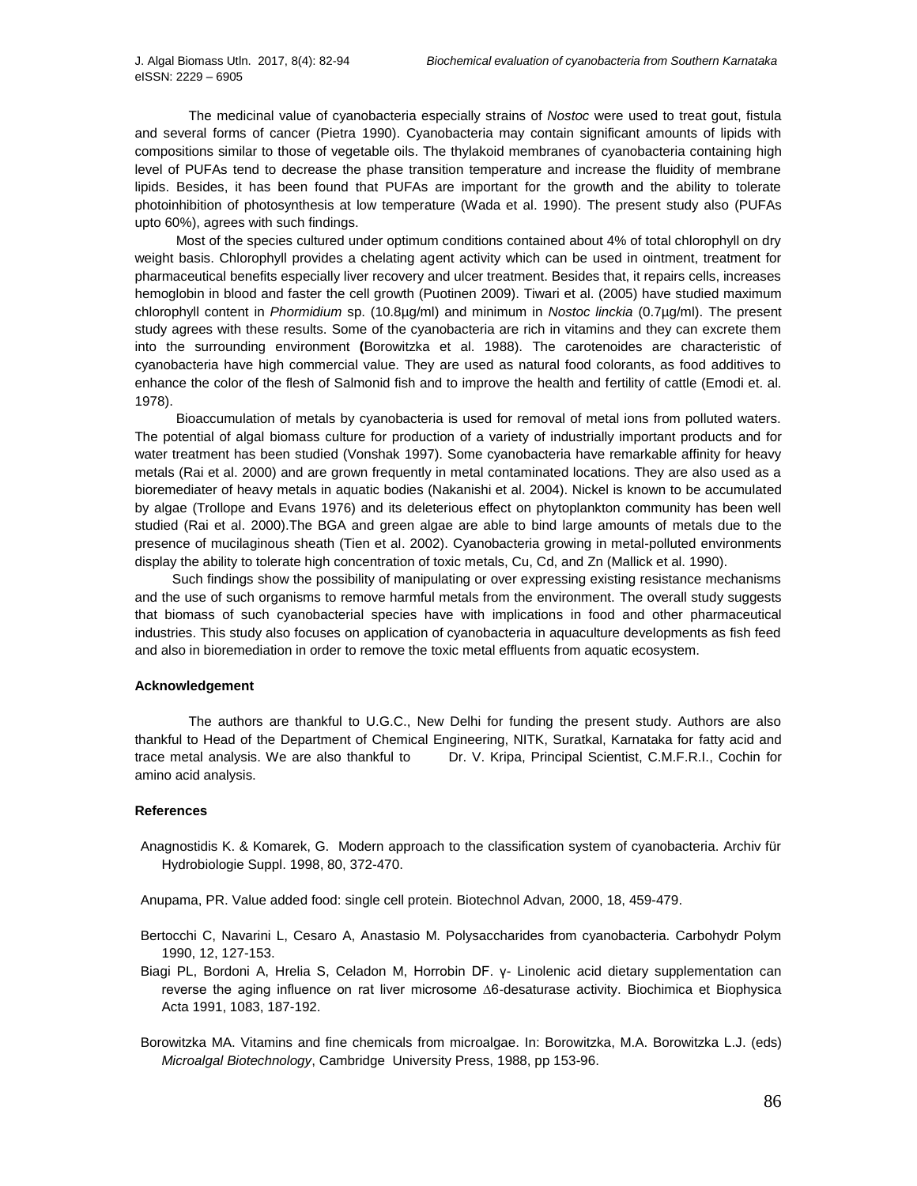The medicinal value of cyanobacteria especially strains of *Nostoc* were used to treat gout, fistula and several forms of cancer (Pietra 1990). Cyanobacteria may contain significant amounts of lipids with compositions similar to those of vegetable oils. The thylakoid membranes of cyanobacteria containing high level of PUFAs tend to decrease the phase transition temperature and increase the fluidity of membrane lipids. Besides, it has been found that PUFAs are important for the growth and the ability to tolerate photoinhibition of photosynthesis at low temperature (Wada et al. 1990). The present study also (PUFAs upto 60%), agrees with such findings.

Most of the species cultured under optimum conditions contained about 4% of total chlorophyll on dry weight basis. Chlorophyll provides a chelating agent activity which can be used in ointment, treatment for pharmaceutical benefits especially liver recovery and ulcer treatment. Besides that, it repairs cells, increases hemoglobin in blood and faster the cell growth (Puotinen 2009). Tiwari et al. (2005) have studied maximum chlorophyll content in *Phormidium* sp. (10.8µg/ml) and minimum in *Nostoc linckia* (0.7µg/ml). The present study agrees with these results. Some of the cyanobacteria are rich in vitamins and they can excrete them into the surrounding environment **(**Borowitzka et al. 1988). The carotenoides are characteristic of cyanobacteria have high commercial value. They are used as natural food colorants, as food additives to enhance the color of the flesh of Salmonid fish and to improve the health and fertility of cattle (Emodi et. al. 1978).

Bioaccumulation of metals by cyanobacteria is used for removal of metal ions from polluted waters. The potential of algal biomass culture for production of a variety of industrially important products and for water treatment has been studied (Vonshak 1997). Some cyanobacteria have remarkable affinity for heavy metals (Rai et al. 2000) and are grown frequently in metal contaminated locations. They are also used as a bioremediater of heavy metals in aquatic bodies (Nakanishi et al. 2004). Nickel is known to be accumulated by algae (Trollope and Evans 1976) and its deleterious effect on phytoplankton community has been well studied (Rai et al. 2000).The BGA and green algae are able to bind large amounts of metals due to the presence of mucilaginous sheath (Tien et al. 2002). Cyanobacteria growing in metal-polluted environments display the ability to tolerate high concentration of toxic metals, Cu, Cd, and Zn (Mallick et al. 1990).

Such findings show the possibility of manipulating or over expressing existing resistance mechanisms and the use of such organisms to remove harmful metals from the environment. The overall study suggests that biomass of such cyanobacterial species have with implications in food and other pharmaceutical industries. This study also focuses on application of cyanobacteria in aquaculture developments as fish feed and also in bioremediation in order to remove the toxic metal effluents from aquatic ecosystem.

**Acknowledgement**

The authors are thankful to U.G.C., New Delhi for funding the present study. Authors are also thankful to Head of the Department of Chemical Engineering, NITK, Suratkal, Karnataka for fatty acid and trace metal analysis. We are also thankful to Dr. V. Kripa, Principal Scientist, C.M.F.R.I., Cochin for amino acid analysis.

**References**

Anagnostidis K. & Komarek, G. Modern approach to the classification system of cyanobacteria. Archiv für Hydrobiologie Suppl. 1998, 80, 372-470.

Anupama, PR. Value added food: single cell protein. Biotechnol Advan*,* 2000, 18, 459-479.

Bertocchi C, Navarini L, Cesaro A, Anastasio M. Polysaccharides from cyanobacteria. Carbohydr Polym 1990, 12, 127-153.

Biagi PL, Bordoni A, Hrelia S, Celadon M, Horrobin DF. γ- Linolenic acid dietary supplementation can reverse the aging influence on rat liver microsome Δ6-desaturase activity. Biochimica et Biophysica Acta 1991, 1083, 187-192.

Borowitzka MA. Vitamins and fine chemicals from microalgae. In: Borowitzka, M.A. Borowitzka L.J. (eds) *Microalgal Biotechnology*, Cambridge University Press, 1988, pp 153-96.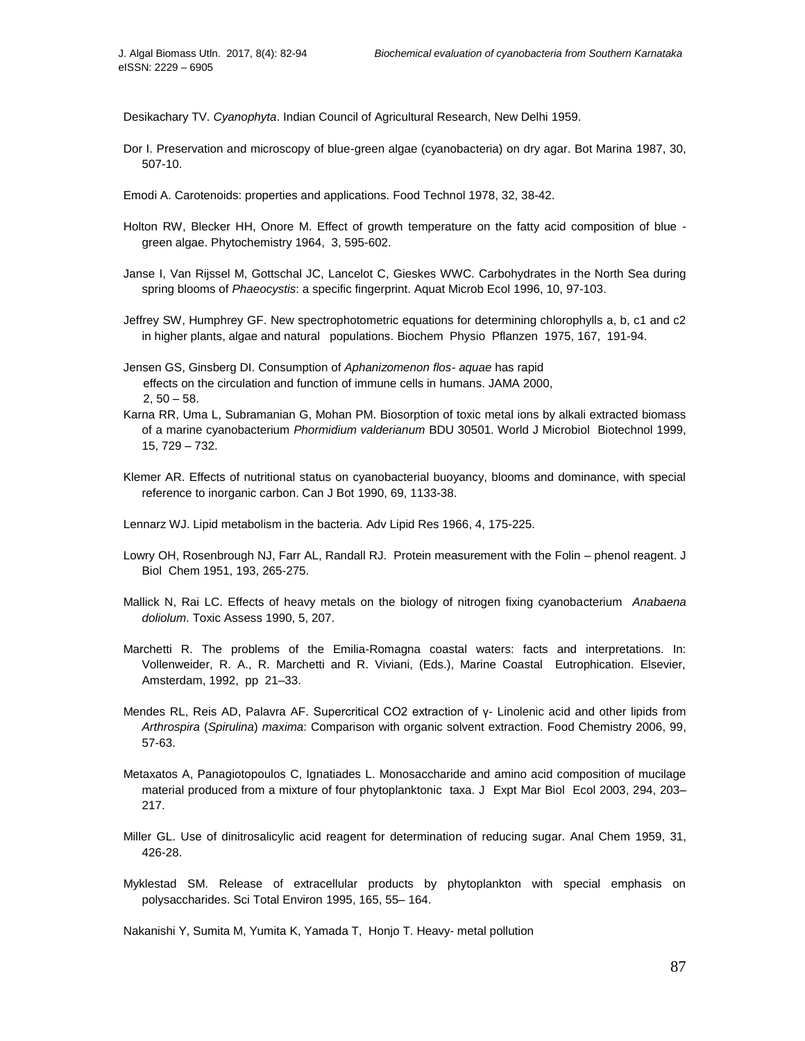Desikachary TV. *Cyanophyta*. Indian Council of Agricultural Research, New Delhi 1959.

Dor I. Preservation and microscopy of blue-green algae (cyanobacteria) on dry agar. Bot Marina 1987, 30, 507-10.

Emodi A. Carotenoids: properties and applications. Food Technol 1978, 32, 38-42.

Holton RW, Blecker HH, Onore M. Effect of growth temperature on the fatty acid composition of blue - green algae. Phytochemistry 1964, 3, 595-602.

Janse I, Van Rijssel M, Gottschal JC, Lancelot C, Gieskes WWC. Carbohydrates in the North Sea during spring blooms of *Phaeocystis*: a specific fingerprint. Aquat Microb Ecol 1996, 10, 97-103.

Jeffrey SW, Humphrey GF. New spectrophotometric equations for determining chlorophylls a, b, c1 and c2 in higher plants, algae and natural populations. Biochem Physio Pflanzen 1975, 167, 191-94.

Jensen GS, Ginsberg DI. Consumption of *Aphanizomenon flos- aquae* has rapid effects on the circulation and function of immune cells in humans. JAMA 2000, 2, 50 – 58.

Karna RR, Uma L, Subramanian G, Mohan PM. Biosorption of toxic metal ions by alkali extracted biomass of a marine cyanobacterium *Phormidium valderianum* BDU 30501. World J Microbiol Biotechnol 1999, 15, 729 – 732.

Klemer AR. Effects of nutritional status on cyanobacterial buoyancy, blooms and dominance, with special reference to inorganic carbon. Can J Bot 1990, 69, 1133-38.

Lennarz WJ. Lipid metabolism in the bacteria. Adv Lipid Res 1966, 4, 175-225.

Lowry OH, Rosenbrough NJ, Farr AL, Randall RJ. Protein measurement with the Folin – phenol reagent. J Biol Chem 1951, 193, 265-275.

Mallick N, Rai LC. Effects of heavy metals on the biology of nitrogen fixing cyanobacterium *Anabaena doliolum*. Toxic Assess 1990, 5, 207.

Marchetti R. The problems of the Emilia-Romagna coastal waters: facts and interpretations. In: Vollenweider, R. A., R. Marchetti and R. Viviani, (Eds.), Marine Coastal Eutrophication. Elsevier, Amsterdam, 1992, pp 21–33.

Mendes RL, Reis AD, Palavra AF. Supercritical CO2 extraction of γ- Linolenic acid and other lipids from *Arthrospira* (*Spirulina*) *maxima*: Comparison with organic solvent extraction. Food Chemistry 2006, 99, 57-63.

Metaxatos A, Panagiotopoulos C, Ignatiades L. Monosaccharide and amino acid composition of mucilage material produced from a mixture of four phytoplanktonic taxa. J Expt Mar Biol Ecol 2003, 294, 203–217.

Miller GL. Use of dinitrosalicylic acid reagent for determination of reducing sugar. Anal Chem 1959, 31, 426-28.

Myklestad SM. Release of extracellular products by phytoplankton with special emphasis on polysaccharides. Sci Total Environ 1995, 165, 55– 164.

Nakanishi Y, Sumita M, Yumita K, Yamada T, Honjo T. Heavy- metal pollution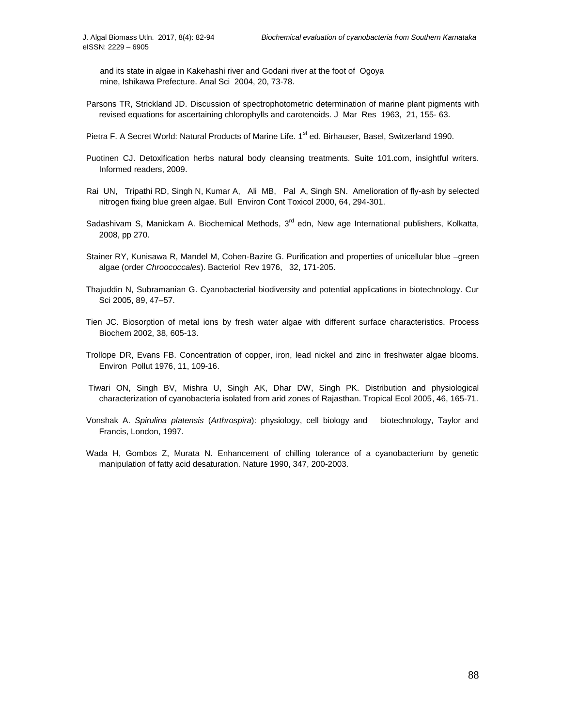and its state in algae in Kakehashi river and Godani river at the foot of Ogoya mine, Ishikawa Prefecture. Anal Sci 2004, 20, 73-78.

Parsons TR, Strickland JD. Discussion of spectrophotometric determination of marine plant pigments with revised equations for ascertaining chlorophylls and carotenoids. J Mar Res 1963, 21, 155- 63.

Pietra F. A Secret World: Natural Products of Marine Life. 1st ed. Birhauser, Basel, Switzerland 1990.

Puotinen CJ. Detoxification herbs natural body cleansing treatments. Suite 101.com, insightful writers. Informed readers, 2009.

Rai UN, Tripathi RD, Singh N, Kumar A, Ali MB, Pal A, Singh SN. Amelioration of fly-ash by selected nitrogen fixing blue green algae. Bull Environ Cont Toxicol 2000, 64, 294-301.

Sadashivam S, Manickam A. Biochemical Methods, 3rd edn, New age International publishers, Kolkatta, 2008, pp 270.

Stainer RY, Kunisawa R, Mandel M, Cohen-Bazire G. Purification and properties of unicellular blue –green algae (order *Chroococcales*). Bacteriol Rev 1976, 32, 171-205.

Thajuddin N, Subramanian G. Cyanobacterial biodiversity and potential applications in biotechnology. Cur Sci 2005, 89, 47–57.

Tien JC. Biosorption of metal ions by fresh water algae with different surface characteristics. Process Biochem 2002, 38, 605-13.

Trollope DR, Evans FB. Concentration of copper, iron, lead nickel and zinc in freshwater algae blooms. Environ Pollut 1976, 11, 109-16.

Tiwari ON, Singh BV, Mishra U, Singh AK, Dhar DW, Singh PK. Distribution and physiological characterization of cyanobacteria isolated from arid zones of Rajasthan. Tropical Ecol 2005, 46, 165-71.

Vonshak A. *Spirulina platensis* (*Arthrospira*): physiology, cell biology and biotechnology, Taylor and Francis, London, 1997.

Wada H, Gombos Z, Murata N. Enhancement of chilling tolerance of a cyanobacterium by genetic manipulation of fatty acid desaturation. Nature 1990, 347, 200-2003.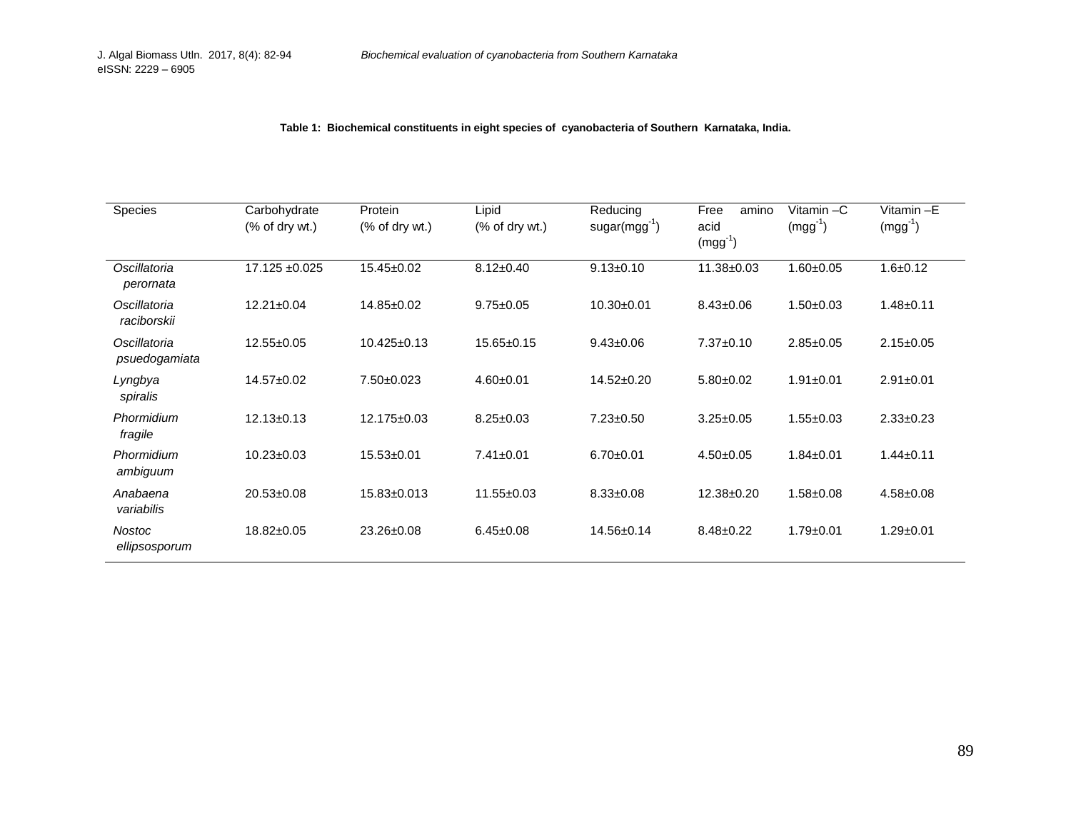**Table 1: Biochemical constituents in eight species of cyanobacteria of Southern Karnataka, India.**

| Species | Carbohydrate (% of dry wt.) | Protein (% of dry wt.) | Lipid (% of dry wt.) | Reducing sugar($mgg^{-1}$) | Free amino acid ($mgg^{-1}$) | Vitamin –C ($mgg^{-1}$) | Vitamin –E ($mgg^{-1}$) |
|---|---|---|---|---|---|---|---|
| *Oscillatoria perornata* | 17.125 ±0.025 | 15.45±0.02 | 8.12±0.40 | 9.13±0.10 | 11.38±0.03 | 1.60±0.05 | 1.6±0.12 |
| *Oscillatoria raciborskii* | 12.21±0.04 | 14.85±0.02 | 9.75±0.05 | 10.30±0.01 | 8.43±0.06 | 1.50±0.03 | 1.48±0.11 |
| *Oscillatoria psuedogamiata* | 12.55±0.05 | 10.425±0.13 | 15.65±0.15 | 9.43±0.06 | 7.37±0.10 | 2.85±0.05 | 2.15±0.05 |
| *Lyngbya spiralis* | 14.57±0.02 | 7.50±0.023 | 4.60±0.01 | 14.52±0.20 | 5.80±0.02 | 1.91±0.01 | 2.91±0.01 |
| *Phormidium fragile* | 12.13±0.13 | 12.175±0.03 | 8.25±0.03 | 7.23±0.50 | 3.25±0.05 | 1.55±0.03 | 2.33±0.23 |
| *Phormidium ambiguum* | 10.23±0.03 | 15.53±0.01 | 7.41±0.01 | 6.70±0.01 | 4.50±0.05 | 1.84±0.01 | 1.44±0.11 |
| *Anabaena variabilis* | 20.53±0.08 | 15.83±0.013 | 11.55±0.03 | 8.33±0.08 | 12.38±0.20 | 1.58±0.08 | 4.58±0.08 |
| *Nostoc ellipsosporum* | 18.82±0.05 | 23.26±0.08 | 6.45±0.08 | 14.56±0.14 | 8.48±0.22 | 1.79±0.01 | 1.29±0.01 |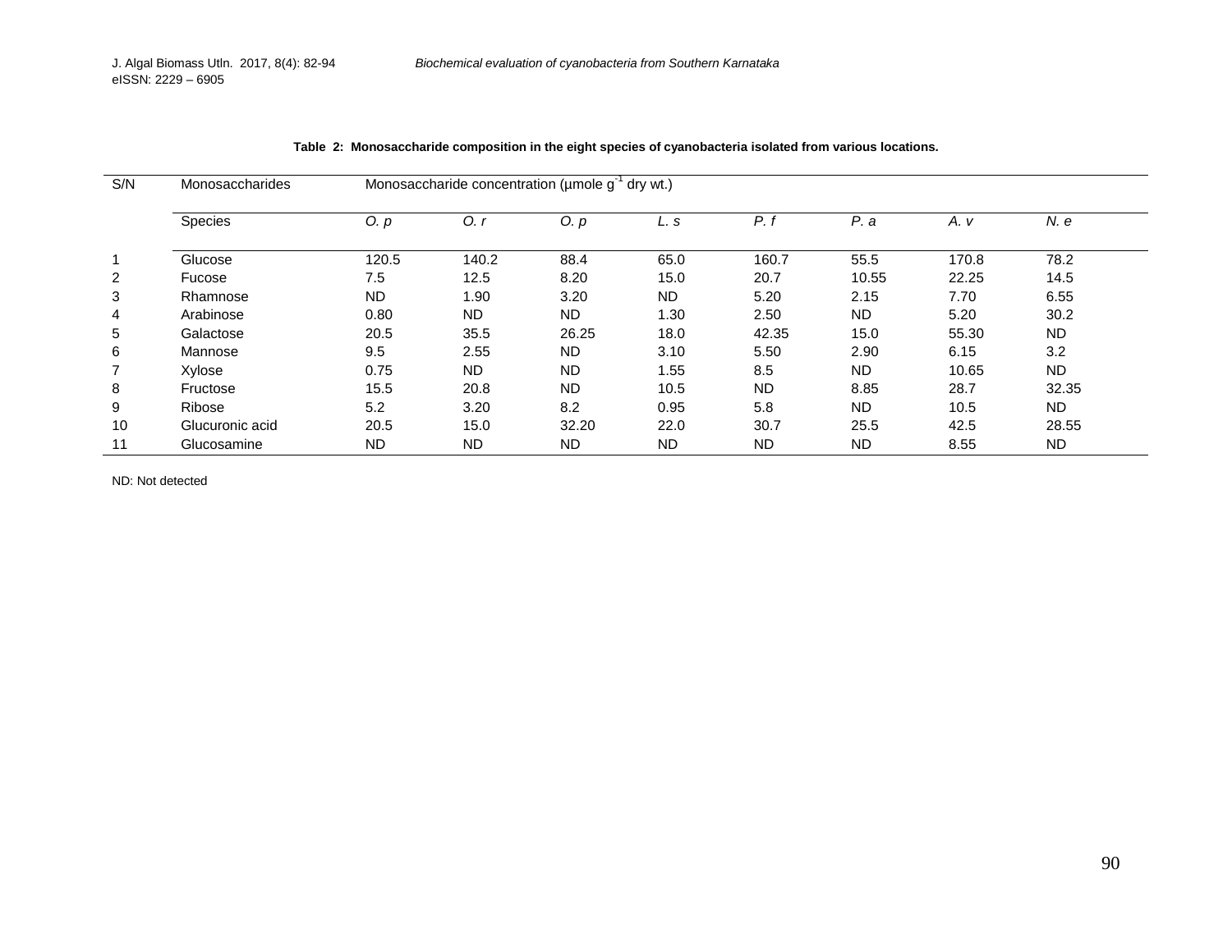**Table 2: Monosaccharide composition in the eight species of cyanobacteria isolated from various locations.**

| S/N | Monosaccharides | Monosaccharide concentration (µmole $g^{-1}$ dry wt.) | | | | | | | |
|---|---|---|---|---|---|---|---|---|---|
| | Species | *O. p* | *O. r* | *O. p* | *L. s* | *P. f* | *P. a* | *A. v* | *N. e* |
| 1 | Glucose | 120.5 | 140.2 | 88.4 | 65.0 | 160.7 | 55.5 | 170.8 | 78.2 |
| 2 | Fucose | 7.5 | 12.5 | 8.20 | 15.0 | 20.7 | 10.55 | 22.25 | 14.5 |
| 3 | Rhamnose | ND | 1.90 | 3.20 | ND | 5.20 | 2.15 | 7.70 | 6.55 |
| 4 | Arabinose | 0.80 | ND | ND | 1.30 | 2.50 | ND | 5.20 | 30.2 |
| 5 | Galactose | 20.5 | 35.5 | 26.25 | 18.0 | 42.35 | 15.0 | 55.30 | ND |
| 6 | Mannose | 9.5 | 2.55 | ND | 3.10 | 5.50 | 2.90 | 6.15 | 3.2 |
| 7 | Xylose | 0.75 | ND | ND | 1.55 | 8.5 | ND | 10.65 | ND |
| 8 | Fructose | 15.5 | 20.8 | ND | 10.5 | ND | 8.85 | 28.7 | 32.35 |
| 9 | Ribose | 5.2 | 3.20 | 8.2 | 0.95 | 5.8 | ND | 10.5 | ND |
| 10 | Glucuronic acid | 20.5 | 15.0 | 32.20 | 22.0 | 30.7 | 25.5 | 42.5 | 28.55 |
| 11 | Glucosamine | ND | ND | ND | ND | ND | ND | 8.55 | ND |

ND: Not detected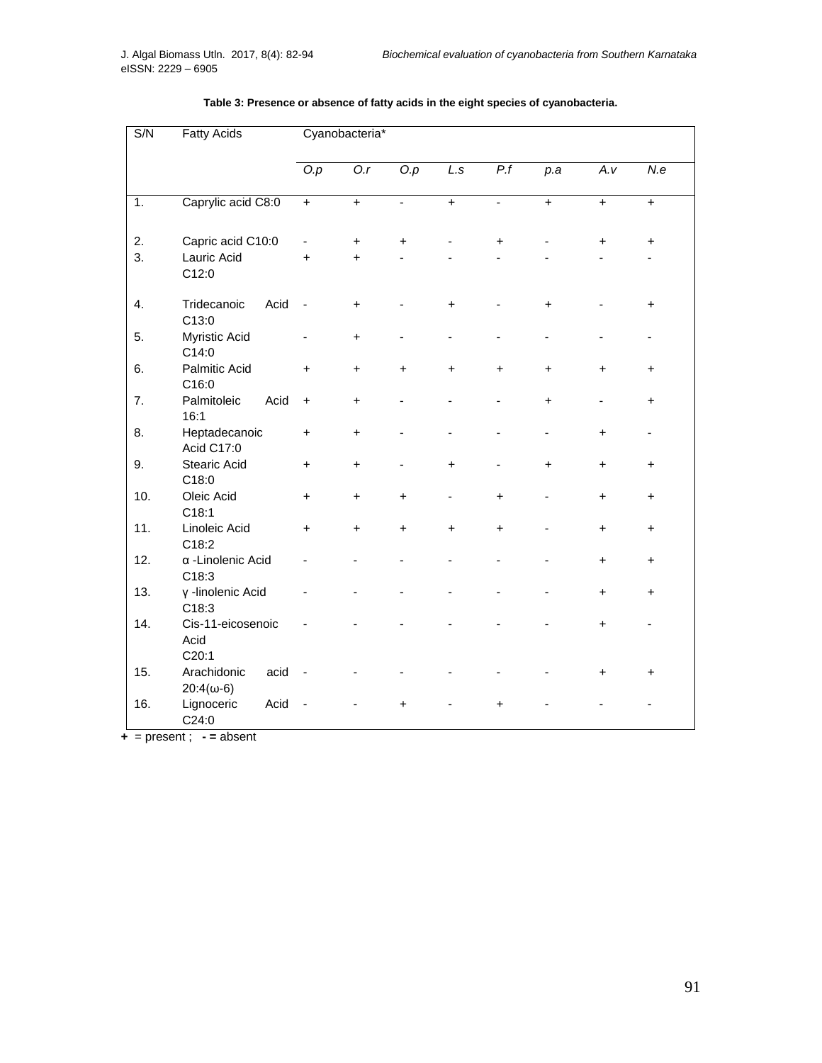**Table 3: Presence or absence of fatty acids in the eight species of cyanobacteria.**

| S/N | Fatty Acids | Cyanobacteria* | | | | | | | |
|---|---|---|---|---|---|---|---|---|---|
| | | *O.p* | *O.r* | *O.p* | *L.s* | *P.f* | *p.a* | *A.v* | *N.e* |
| 1. | Caprylic acid C8:0 | + | + | - | + | - | + | + | + |
| 2. | Capric acid C10:0 | - | + | + | - | + | - | + | + |
| 3. | Lauric Acid C12:0 | + | + | - | - | - | - | - | - |
| 4. | Tridecanoic Acid C13:0 | - | + | - | + | - | + | - | + |
| 5. | Myristic Acid C14:0 | - | + | - | - | - | - | - | - |
| 6. | Palmitic Acid C16:0 | + | + | + | + | + | + | + | + |
| 7. | Palmitoleic Acid 16:1 | + | + | - | - | - | + | - | + |
| 8. | Heptadecanoic Acid C17:0 | + | + | - | - | - | - | + | - |
| 9. | Stearic Acid C18:0 | + | + | - | + | - | + | + | + |
| 10. | Oleic Acid C18:1 | + | + | + | - | + | - | + | + |
| 11. | Linoleic Acid C18:2 | + | + | + | + | + | - | + | + |
| 12. | α -Linolenic Acid C18:3 | - | - | - | - | - | - | + | + |
| 13. | γ -linolenic Acid C18:3 | - | - | - | - | - | - | + | + |
| 14. | Cis-11-eicosenoic Acid C20:1 | - | - | - | - | - | - | + | - |
| 15. | Arachidonic acid 20:4(ω-6) | - | - | - | - | - | - | + | + |
| 16. | Lignoceric Acid C24:0 | - | - | + | - | + | - | - | - |

**+** = present ; **- =** absent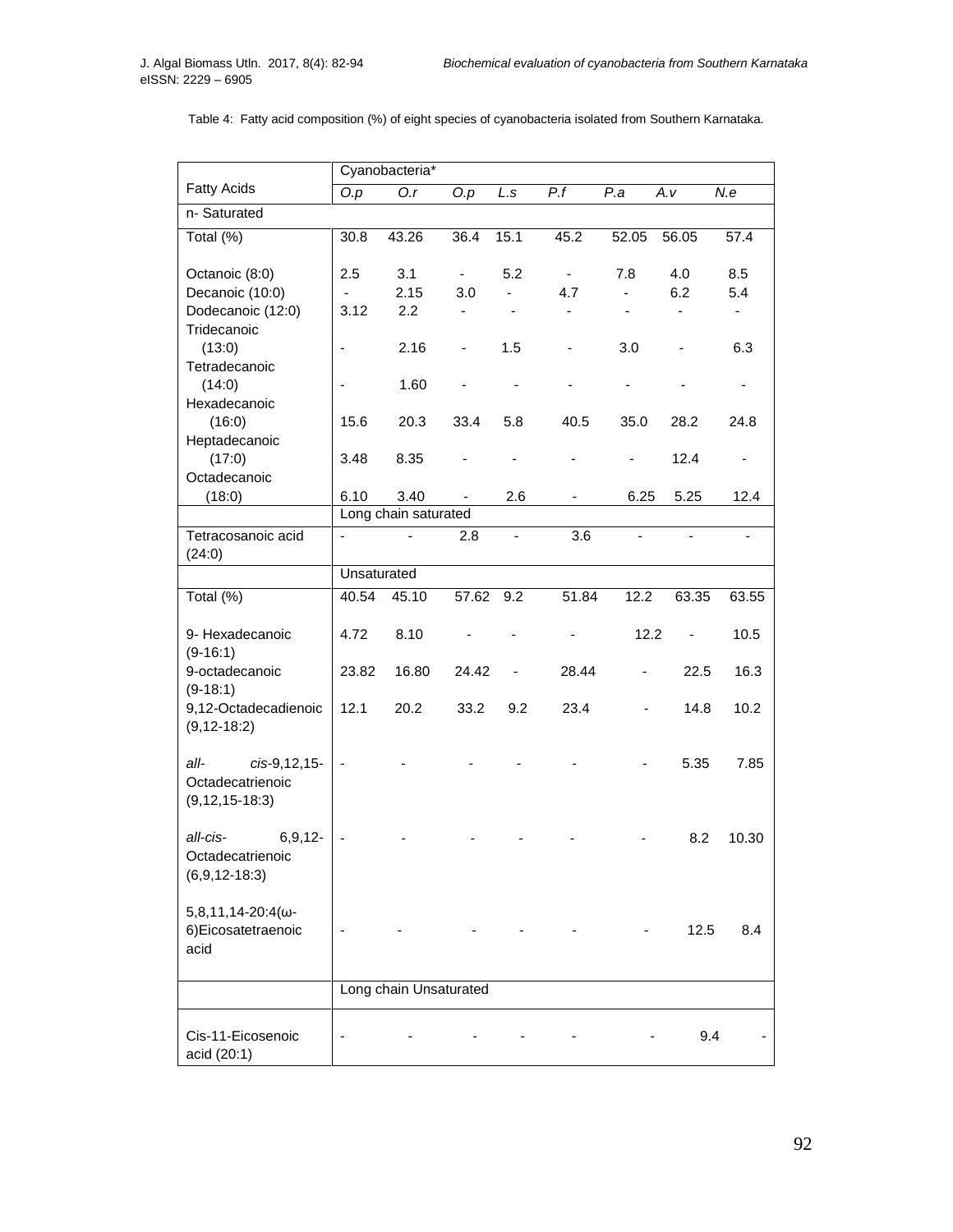Table 4: Fatty acid composition (%) of eight species of cyanobacteria isolated from Southern Karnataka.

| Fatty Acids | Cyanobacteria* | | | | | | | |
|---|---|---|---|---|---|---|---|---|
| | *O.p* | *O.r* | *O.p* | *L.s* | *P.f* | *P.a* | *A.v* | *N.e* |
| n- Saturated | | | | | | | | |
| Total (%) | 30.8 | 43.26 | 36.4 | 15.1 | 45.2 | 52.05 | 56.05 | 57.4 |
| Octanoic (8:0) | 2.5 | 3.1 | - | 5.2 | - | 7.8 | 4.0 | 8.5 |
| Decanoic (10:0) | - | 2.15 | 3.0 | - | 4.7 | - | 6.2 | 5.4 |
| Dodecanoic (12:0) | 3.12 | 2.2 | - | - | - | - | - | - |
| Tridecanoic (13:0) | - | 2.16 | - | 1.5 | - | 3.0 | - | 6.3 |
| Tetradecanoic (14:0) | - | 1.60 | - | - | - | - | - | - |
| Hexadecanoic (16:0) | 15.6 | 20.3 | 33.4 | 5.8 | 40.5 | 35.0 | 28.2 | 24.8 |
| Heptadecanoic (17:0) | 3.48 | 8.35 | - | - | - | - | 12.4 | - |
| Octadecanoic (18:0) | 6.10 | 3.40 | - | 2.6 | - | 6.25 | 5.25 | 12.4 |
| | Long chain saturated | | | | | | | |
| Tetracosanoic acid (24:0) | - | - | 2.8 | - | 3.6 | - | - | - |
| | Unsaturated | | | | | | | |
| Total (%) | 40.54 | 45.10 | 57.62 | 9.2 | 51.84 | 12.2 | 63.35 | 63.55 |
| 9- Hexadecanoic (9-16:1) | 4.72 | 8.10 | - | - | - | 12.2 | - | 10.5 |
| 9-octadecanoic (9-18:1) | 23.82 | 16.80 | 24.42 | - | 28.44 | - | 22.5 | 16.3 |
| 9,12-Octadecadienoic (9,12-18:2) | 12.1 | 20.2 | 33.2 | 9.2 | 23.4 | - | 14.8 | 10.2 |
| *all- cis*-9,12,15-Octadecatrienoic (9,12,15-18:3) | - | - | - | - | - | - | 5.35 | 7.85 |
| *all-cis*- 6,9,12-Octadecatrienoic (6,9,12-18:3) | - | - | - | - | - | - | 8.2 | 10.30 |
| 5,8,11,14-20:4(ω-6)Eicosatetraenoic acid | - | - | - | - | - | - | 12.5 | 8.4 |
| | Long chain Unsaturated | | | | | | | |
| Cis-11-Eicosenoic acid (20:1) | - | - | - | - | - | - | 9.4 | - |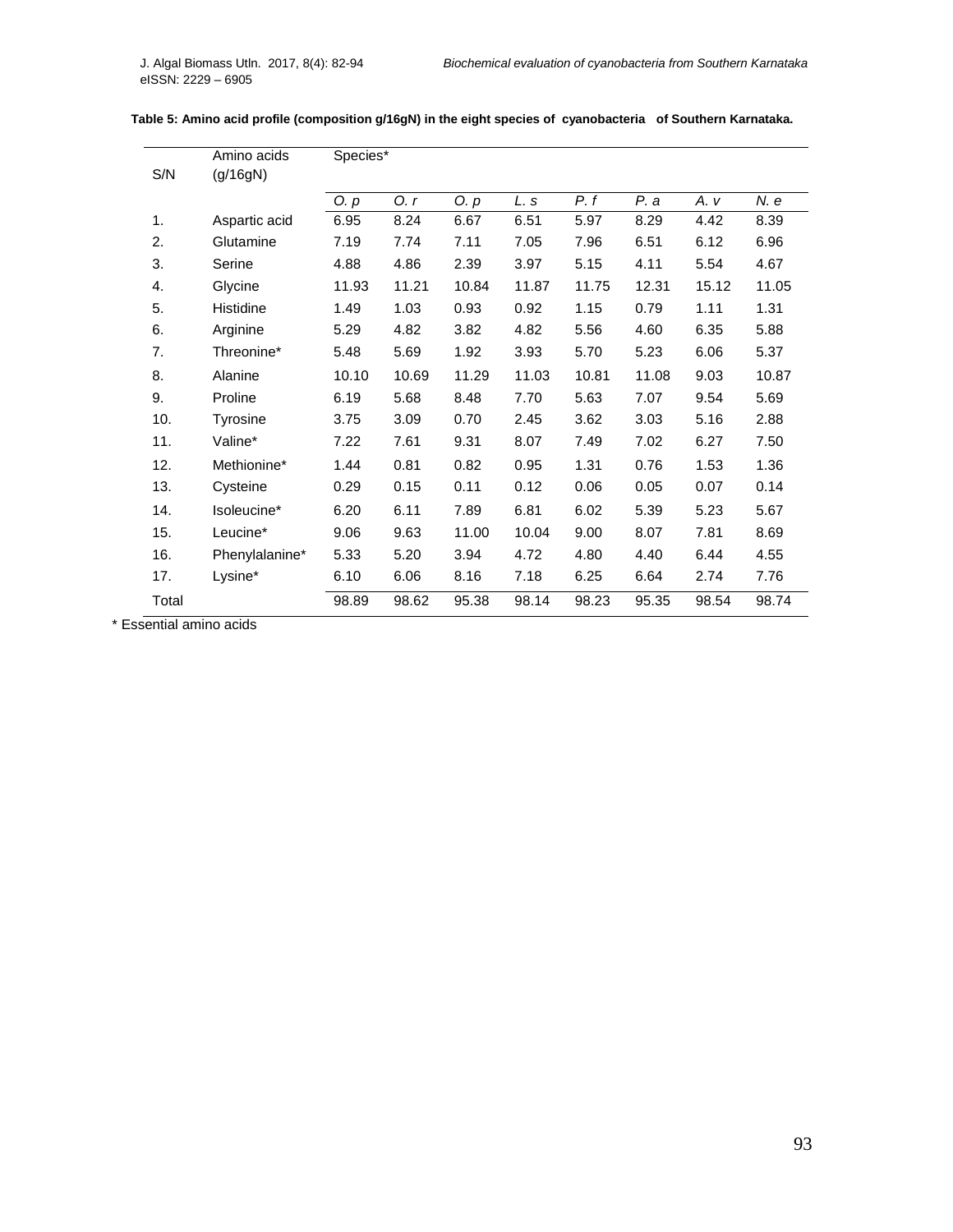**Table 5: Amino acid profile (composition g/16gN) in the eight species of cyanobacteria of Southern Karnataka.**

| S/N | Amino acids (g/16gN) | Species* | | | | | | | |
|---|---|---|---|---|---|---|---|---|---|
| | | *O. p* | *O. r* | *O. p* | *L. s* | *P. f* | *P. a* | *A. v* | *N. e* |
| 1. | Aspartic acid | 6.95 | 8.24 | 6.67 | 6.51 | 5.97 | 8.29 | 4.42 | 8.39 |
| 2. | Glutamine | 7.19 | 7.74 | 7.11 | 7.05 | 7.96 | 6.51 | 6.12 | 6.96 |
| 3. | Serine | 4.88 | 4.86 | 2.39 | 3.97 | 5.15 | 4.11 | 5.54 | 4.67 |
| 4. | Glycine | 11.93 | 11.21 | 10.84 | 11.87 | 11.75 | 12.31 | 15.12 | 11.05 |
| 5. | Histidine | 1.49 | 1.03 | 0.93 | 0.92 | 1.15 | 0.79 | 1.11 | 1.31 |
| 6. | Arginine | 5.29 | 4.82 | 3.82 | 4.82 | 5.56 | 4.60 | 6.35 | 5.88 |
| 7. | Threonine* | 5.48 | 5.69 | 1.92 | 3.93 | 5.70 | 5.23 | 6.06 | 5.37 |
| 8. | Alanine | 10.10 | 10.69 | 11.29 | 11.03 | 10.81 | 11.08 | 9.03 | 10.87 |
| 9. | Proline | 6.19 | 5.68 | 8.48 | 7.70 | 5.63 | 7.07 | 9.54 | 5.69 |
| 10. | Tyrosine | 3.75 | 3.09 | 0.70 | 2.45 | 3.62 | 3.03 | 5.16 | 2.88 |
| 11. | Valine* | 7.22 | 7.61 | 9.31 | 8.07 | 7.49 | 7.02 | 6.27 | 7.50 |
| 12. | Methionine* | 1.44 | 0.81 | 0.82 | 0.95 | 1.31 | 0.76 | 1.53 | 1.36 |
| 13. | Cysteine | 0.29 | 0.15 | 0.11 | 0.12 | 0.06 | 0.05 | 0.07 | 0.14 |
| 14. | Isoleucine* | 6.20 | 6.11 | 7.89 | 6.81 | 6.02 | 5.39 | 5.23 | 5.67 |
| 15. | Leucine* | 9.06 | 9.63 | 11.00 | 10.04 | 9.00 | 8.07 | 7.81 | 8.69 |
| 16. | Phenylalanine* | 5.33 | 5.20 | 3.94 | 4.72 | 4.80 | 4.40 | 6.44 | 4.55 |
| 17. | Lysine* | 6.10 | 6.06 | 8.16 | 7.18 | 6.25 | 6.64 | 2.74 | 7.76 |
| Total | | 98.89 | 98.62 | 95.38 | 98.14 | 98.23 | 95.35 | 98.54 | 98.74 |

* Essential amino acids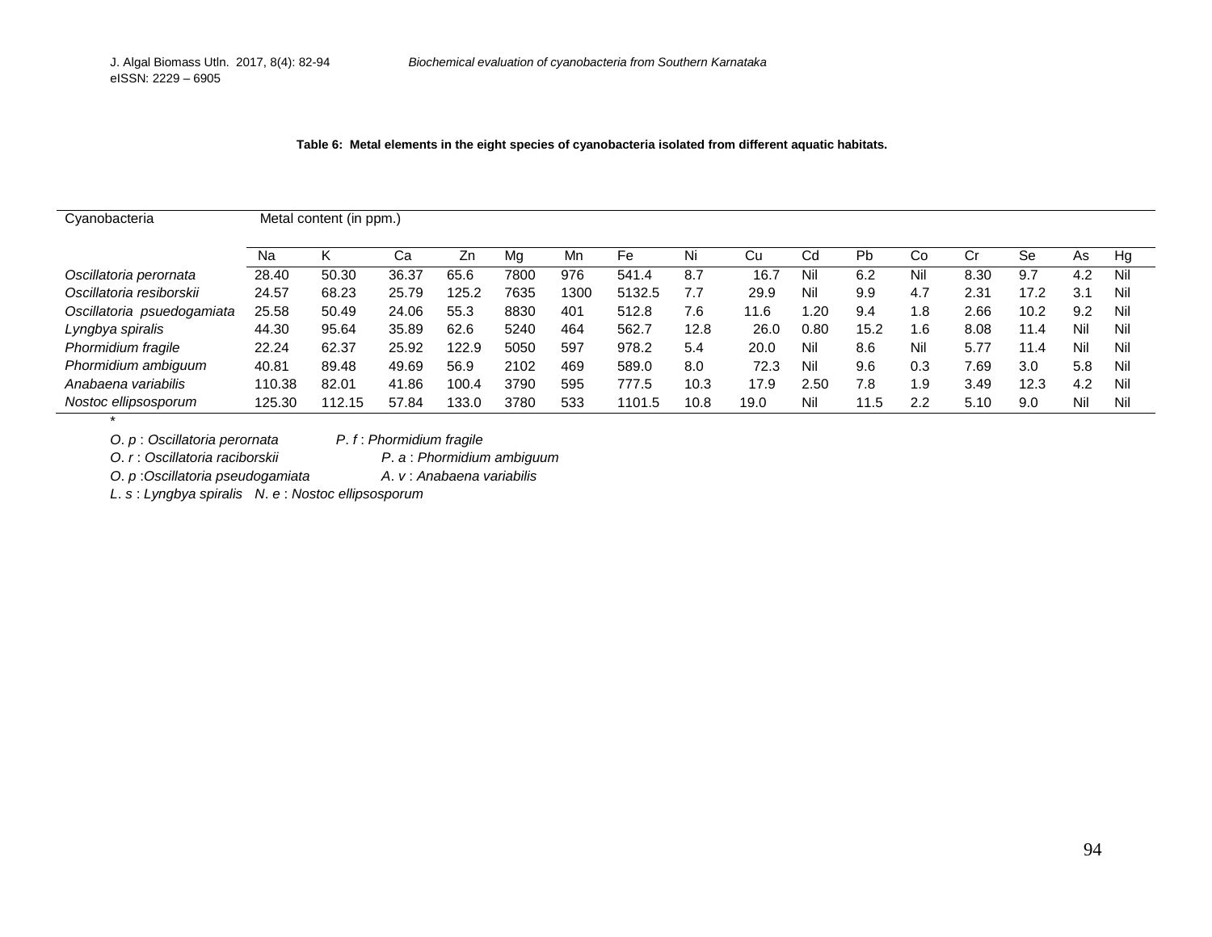**Table 6: Metal elements in the eight species of cyanobacteria isolated from different aquatic habitats.**

| Cyanobacteria | Metal content (in ppm.) | | | | | | | | | | | | | | | |
|---|---|---|---|---|---|---|---|---|---|---|---|---|---|---|---|---|
| | Na | K | Ca | Zn | Mg | Mn | Fe | Ni | Cu | Cd | Pb | Co | Cr | Se | As | Hg |
| *Oscillatoria perornata* | 28.40 | 50.30 | 36.37 | 65.6 | 7800 | 976 | 541.4 | 8.7 | 16.7 | Nil | 6.2 | Nil | 8.30 | 9.7 | 4.2 | Nil |
| *Oscillatoria resiborskii* | 24.57 | 68.23 | 25.79 | 125.2 | 7635 | 1300 | 5132.5 | 7.7 | 29.9 | Nil | 9.9 | 4.7 | 2.31 | 17.2 | 3.1 | Nil |
| *Oscillatoria psuedogamiata* | 25.58 | 50.49 | 24.06 | 55.3 | 8830 | 401 | 512.8 | 7.6 | 11.6 | 1.20 | 9.4 | 1.8 | 2.66 | 10.2 | 9.2 | Nil |
| *Lyngbya spiralis* | 44.30 | 95.64 | 35.89 | 62.6 | 5240 | 464 | 562.7 | 12.8 | 26.0 | 0.80 | 15.2 | 1.6 | 8.08 | 11.4 | Nil | Nil |
| *Phormidium fragile* | 22.24 | 62.37 | 25.92 | 122.9 | 5050 | 597 | 978.2 | 5.4 | 20.0 | Nil | 8.6 | Nil | 5.77 | 11.4 | Nil | Nil |
| *Phormidium ambiguum* | 40.81 | 89.48 | 49.69 | 56.9 | 2102 | 469 | 589.0 | 8.0 | 72.3 | Nil | 9.6 | 0.3 | 7.69 | 3.0 | 5.8 | Nil |
| *Anabaena variabilis* | 110.38 | 82.01 | 41.86 | 100.4 | 3790 | 595 | 777.5 | 10.3 | 17.9 | 2.50 | 7.8 | 1.9 | 3.49 | 12.3 | 4.2 | Nil |
| *Nostoc ellipsosporum* | 125.30 | 112.15 | 57.84 | 133.0 | 3780 | 533 | 1101.5 | 10.8 | 19.0 | Nil | 11.5 | 2.2 | 5.10 | 9.0 | Nil | Nil |

*

*O. p* : *Oscillatoria perornata* *P. f* : *Phormidium fragile*
*O. r* : *Oscillatoria raciborskii* *P. a* : *Phormidium ambiguum*
*O. p* :*Oscillatoria pseudogamiata* *A. v* : *Anabaena variabilis*
*L. s* : *Lyngbya spiralis* *N. e* : *Nostoc ellipsosporum*